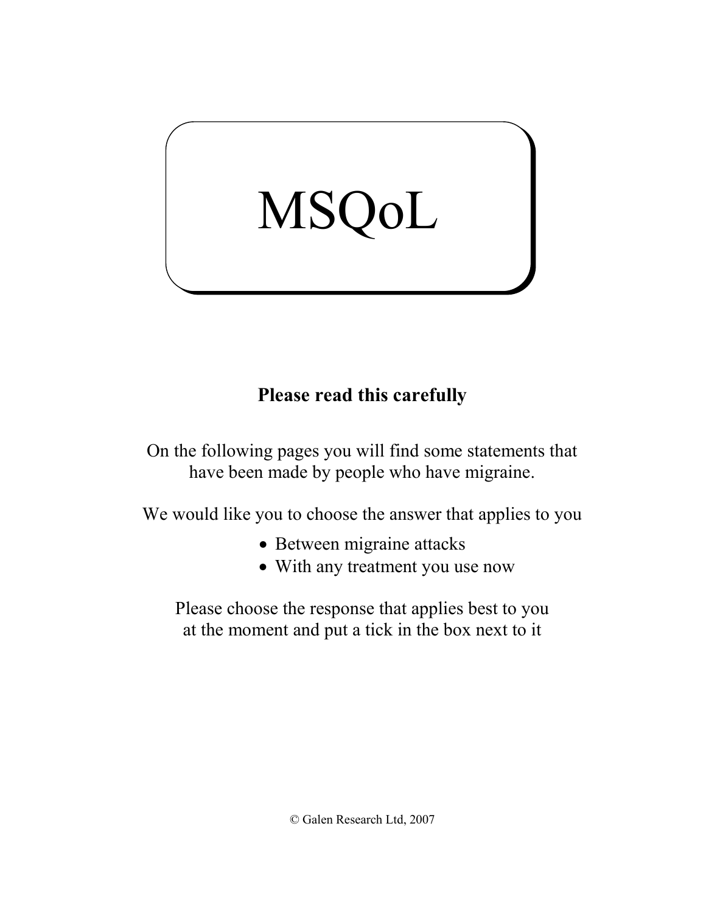# MSQoL

**Please read this carefully**

On the following pages you will find some statements that have been made by people who have migraine.

We would like you to choose the answer that applies to you

- Between migraine attacks
- With any treatment you use now

Please choose the response that applies best to you at the moment and put a tick in the box next to it

© Galen Research Ltd, 2007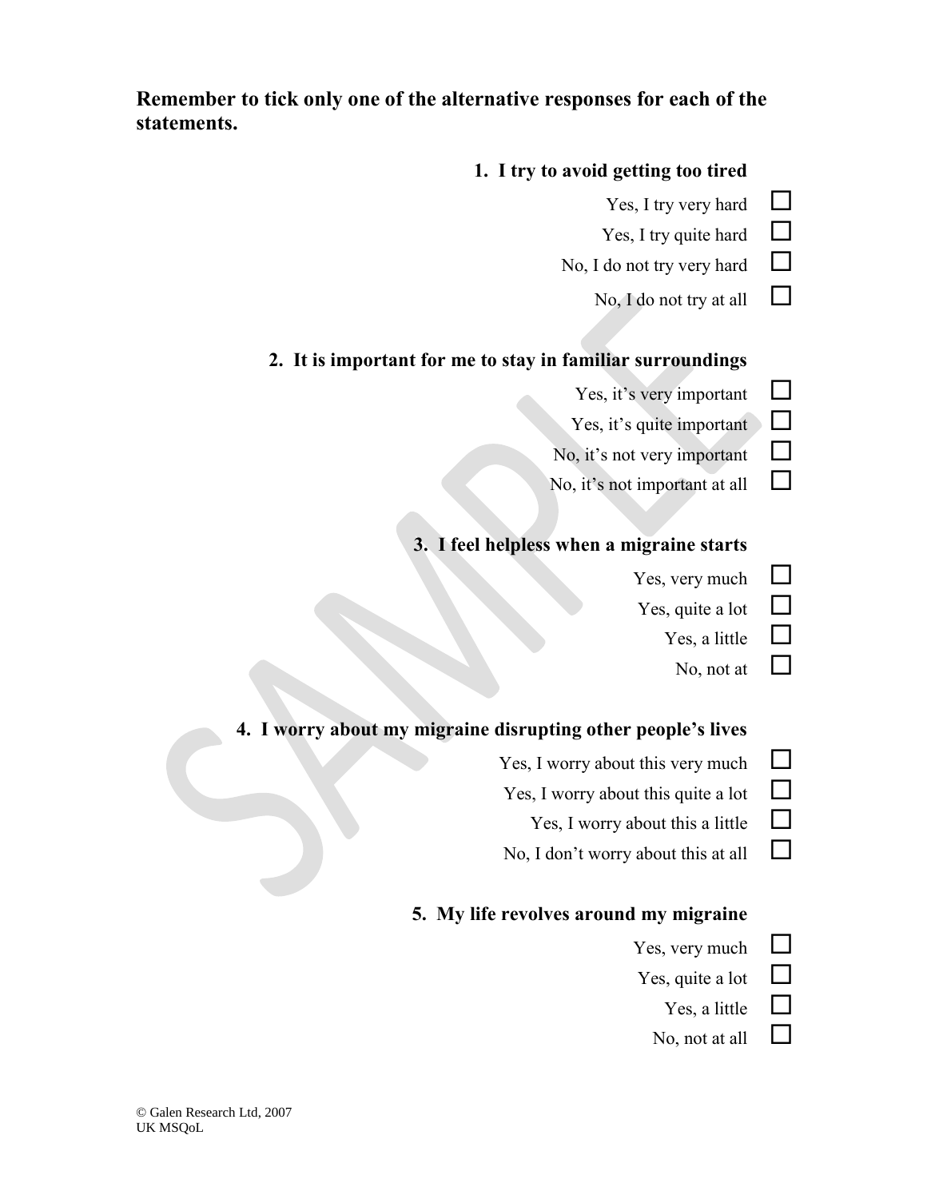**Remember to tick only one of the alternative responses for each of the statements.**

**1. I try to avoid getting too tired**

- Yes, I try very hard ☐
- Yes, I try quite hard ☐
- No, I do not try very hard ☐
- No, I do not try at all ☐

**2. It is important for me to stay in familiar surroundings**

- Yes, it's very important ☐
- Yes, it's quite important ☐
- No, it's not very important ☐
- No, it's not important at all ☐

**3. I feel helpless when a migraine starts**

- Yes, very much ☐
- Yes, quite a lot ☐
- Yes, a little ☐
- No, not at ☐

**4. I worry about my migraine disrupting other people's lives**

- Yes, I worry about this very much ☐
- Yes, I worry about this quite a lot ☐
- Yes, I worry about this a little ☐
- No, I don't worry about this at all ☐

**5. My life revolves around my migraine**

- Yes, very much ☐
- Yes, quite a lot ☐
- Yes, a little ☐
- No, not at all ☐

© Galen Research Ltd, 2007
UK MSQoL